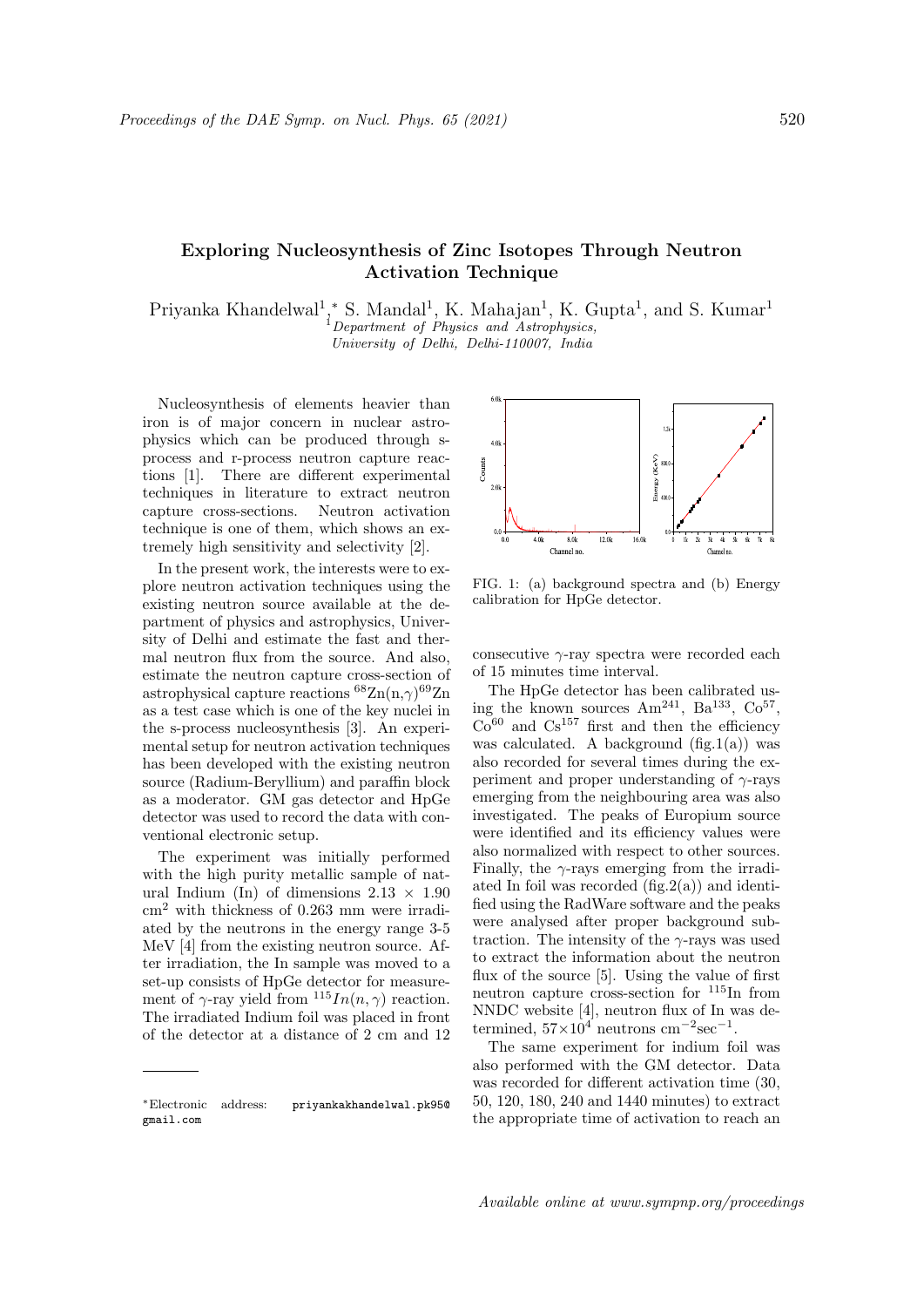# Exploring Nucleosynthesis of Zinc Isotopes Through Neutron Activation Technique

Priyanka Khandelwal[1,*] S. Mandal[1], K. Mahajan[1], K. Gupta[1], and S. Kumar[1]

[1] *Department of Physics and Astrophysics, University of Delhi, Delhi-110007, India*

Nucleosynthesis of elements heavier than iron is of major concern in nuclear astrophysics which can be produced through s-process and r-process neutron capture reactions [1]. There are different experimental techniques in literature to extract neutron capture cross-sections. Neutron activation technique is one of them, which shows an extremely high sensitivity and selectivity [2].

In the present work, the interests were to explore neutron activation techniques using the existing neutron source available at the department of physics and astrophysics, University of Delhi and estimate the fast and thermal neutron flux from the source. And also, estimate the neutron capture cross-section of astrophysical capture reactions $^{68}$Zn(n,$\gamma$)$^{69}$Zn as a test case which is one of the key nuclei in the s-process nucleosynthesis [3]. An experimental setup for neutron activation techniques has been developed with the existing neutron source (Radium-Beryllium) and paraffin block as a moderator. GM gas detector and HpGe detector was used to record the data with conventional electronic setup.

The experiment was initially performed with the high purity metallic sample of natural Indium (In) of dimensions $2.13 \times 1.90$ cm$^2$ with thickness of 0.263 mm were irradiated by the neutrons in the energy range 3-5 MeV [4] from the existing neutron source. After irradiation, the In sample was moved to a set-up consists of HpGe detector for measurement of $\gamma$-ray yield from $^{115}In(n,\gamma)$ reaction. The irradiated Indium foil was placed in front of the detector at a distance of 2 cm and 12 consecutive $\gamma$-ray spectra were recorded each of 15 minutes time interval.

FIG. 1: (a) background spectra and (b) Energy calibration for HpGe detector.

The HpGe detector has been calibrated using the known sources Am$^{241}$, Ba$^{133}$, Co$^{57}$, Co$^{60}$ and Cs$^{157}$ first and then the efficiency was calculated. A background (fig.1(a)) was also recorded for several times during the experiment and proper understanding of $\gamma$-rays emerging from the neighbouring area was also investigated. The peaks of Europium source were identified and its efficiency values were also normalized with respect to other sources. Finally, the $\gamma$-rays emerging from the irradiated In foil was recorded (fig.2(a)) and identified using the RadWare software and the peaks were analysed after proper background subtraction. The intensity of the $\gamma$-rays was used to extract the information about the neutron flux of the source [5]. Using the value of first neutron capture cross-section for $^{115}$In from NNDC website [4], neutron flux of In was determined, $57 \times 10^4$ neutrons cm$^{-2}$sec$^{-1}$.

The same experiment for indium foil was also performed with the GM detector. Data was recorded for different activation time (30, 50, 120, 180, 240 and 1440 minutes) to extract the appropriate time of activation to reach an

---

*Electronic address: priyankakhandelwal.pk95@gmail.com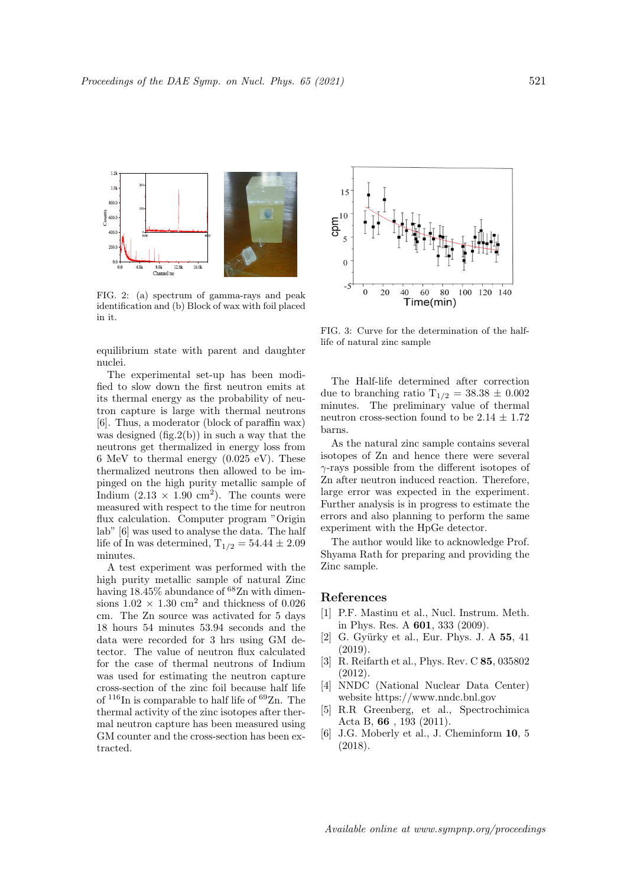1.2k
1.0k
800.0
600.0
400.0
200.0
0.0
Counts
0.0 4.0k 8.0k 12.0k 16.0k
Channel no

FIG. 2: (a) spectrum of gamma-rays and peak identification and (b) Block of wax with foil placed in it.

equilibrium state with parent and daughter nuclei.

The experimental set-up has been modified to slow down the first neutron emits at its thermal energy as the probability of neutron capture is large with thermal neutrons [6]. Thus, a moderator (block of paraffin wax) was designed (fig.2(b)) in such a way that the neutrons get thermalized in energy loss from 6 MeV to thermal energy (0.025 eV). These thermalized neutrons then allowed to be impinged on the high purity metallic sample of Indium ($2.13 \times 1.90$ cm$^2$). The counts were measured with respect to the time for neutron flux calculation. Computer program "Origin lab" [6] was used to analyse the data. The half life of In was determined, $T_{1/2} = 54.44 \pm 2.09$ minutes.

A test experiment was performed with the high purity metallic sample of natural Zinc having 18.45% abundance of $^{68}$Zn with dimensions $1.02 \times 1.30$ cm$^2$ and thickness of 0.026 cm. The Zn source was activated for 5 days 18 hours 54 minutes 53.94 seconds and the data were recorded for 3 hrs using GM detector. The value of neutron flux calculated for the case of thermal neutrons of Indium was used for estimating the neutron capture cross-section of the zinc foil because half life of $^{116}$In is comparable to half life of $^{69}$Zn. The thermal activity of the zinc isotopes after thermal neutron capture has been measured using GM counter and the cross-section has been extracted.

cpm
15
10
5
0
-5
0 20 40 60 80 100 120 140
Time(min)

FIG. 3: Curve for the determination of the half-life of natural zinc sample

The Half-life determined after correction due to branching ratio $T_{1/2} = 38.38 \pm 0.002$ minutes. The preliminary value of thermal neutron cross-section found to be $2.14 \pm 1.72$ barns.

As the natural zinc sample contains several isotopes of Zn and hence there were several $\gamma$-rays possible from the different isotopes of Zn after neutron induced reaction. Therefore, large error was expected in the experiment. Further analysis is in progress to estimate the errors and also planning to perform the same experiment with the HpGe detector.

The author would like to acknowledge Prof. Shyama Rath for preparing and providing the Zinc sample.

## References

[1] P.F. Mastinu et al., Nucl. Instrum. Meth. in Phys. Res. A **601**, 333 (2009).

[2] G. Gyürky et al., Eur. Phys. J. A **55**, 41 (2019).

[3] R. Reifarth et al., Phys. Rev. C **85**, 035802 (2012).

[4] NNDC (National Nuclear Data Center) website https://www.nndc.bnl.gov

[5] R.R Greenberg, et al., Spectrochimica Acta B, **66** , 193 (2011).

[6] J.G. Moberly et al., J. Cheminform **10**, 5 (2018).